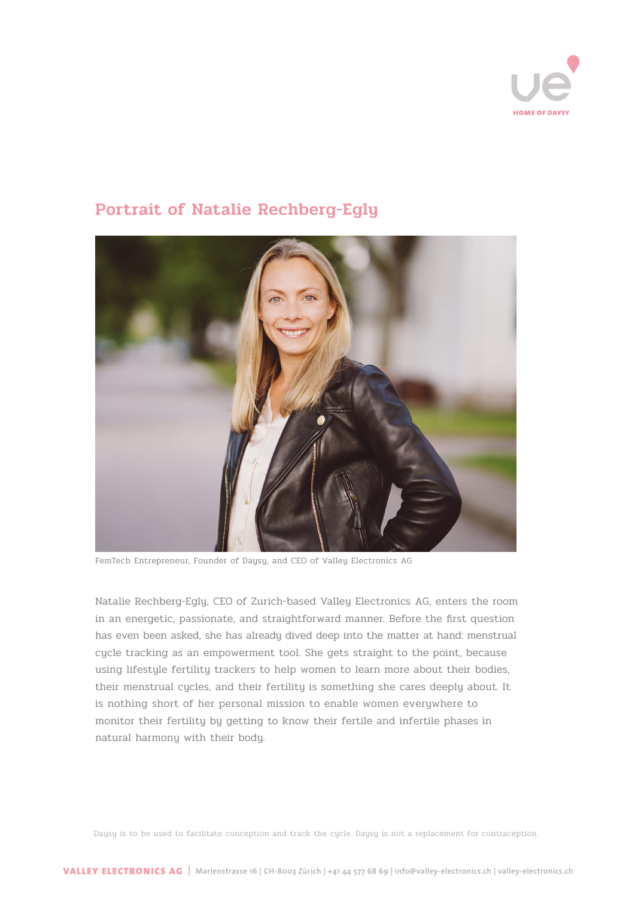# Portrait of Natalie Rechberg-Egly

FemTech Entrepreneur, Founder of Daysy, and CEO of Valley Electronics AG

Natalie Rechberg-Egly, CEO of Zurich-based Valley Electronics AG, enters the room in an energetic, passionate, and straightforward manner. Before the first question has even been asked, she has already dived deep into the matter at hand: menstrual cycle tracking as an empowerment tool. She gets straight to the point, because using lifestyle fertility trackers to help women to learn more about their bodies, their menstrual cycles, and their fertility is something she cares deeply about. It is nothing short of her personal mission to enable women everywhere to monitor their fertility by getting to know their fertile and infertile phases in natural harmony with their body.

Daysy is to be used to facilitate conception and track the cycle. Daysy is not a replacement for contraception.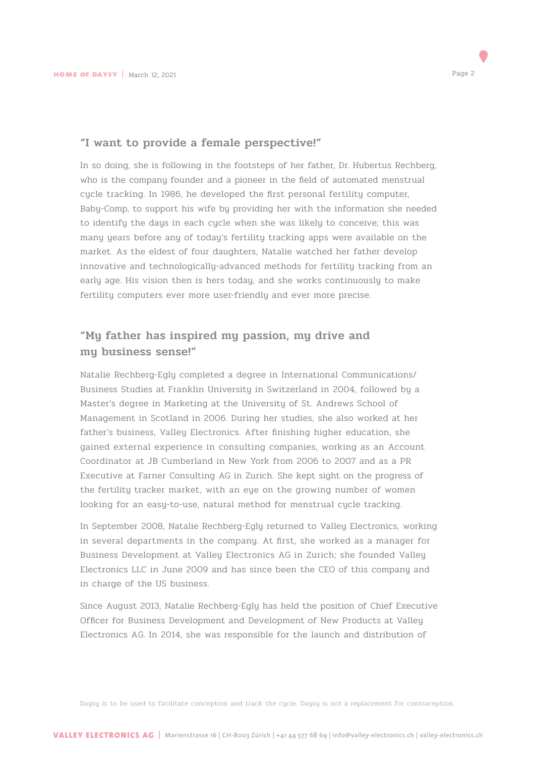## "I want to provide a female perspective!"

In so doing, she is following in the footsteps of her father, Dr. Hubertus Rechberg, who is the company founder and a pioneer in the field of automated menstrual cycle tracking. In 1986, he developed the first personal fertility computer, Baby-Comp, to support his wife by providing her with the information she needed to identify the days in each cycle when she was likely to conceive; this was many years before any of today's fertility tracking apps were available on the market. As the eldest of four daughters, Natalie watched her father develop innovative and technologically-advanced methods for fertility tracking from an early age. His vision then is hers today, and she works continuously to make fertility computers ever more user-friendly and ever more precise.

## "My father has inspired my passion, my drive and my business sense!"

Natalie Rechberg-Egly completed a degree in International Communications/Business Studies at Franklin University in Switzerland in 2004, followed by a Master's degree in Marketing at the University of St. Andrews School of Management in Scotland in 2006. During her studies, she also worked at her father's business, Valley Electronics. After finishing higher education, she gained external experience in consulting companies, working as an Account Coordinator at JB Cumberland in New York from 2006 to 2007 and as a PR Executive at Farner Consulting AG in Zurich. She kept sight on the progress of the fertility tracker market, with an eye on the growing number of women looking for an easy-to-use, natural method for menstrual cycle tracking.

In September 2008, Natalie Rechberg-Egly returned to Valley Electronics, working in several departments in the company. At first, she worked as a manager for Business Development at Valley Electronics AG in Zurich; she founded Valley Electronics LLC in June 2009 and has since been the CEO of this company and in charge of the US business.

Since August 2013, Natalie Rechberg-Egly has held the position of Chief Executive Officer for Business Development and Development of New Products at Valley Electronics AG. In 2014, she was responsible for the launch and distribution of

Daysy is to be used to facilitate conception and track the cycle. Daysy is not a replacement for contraception.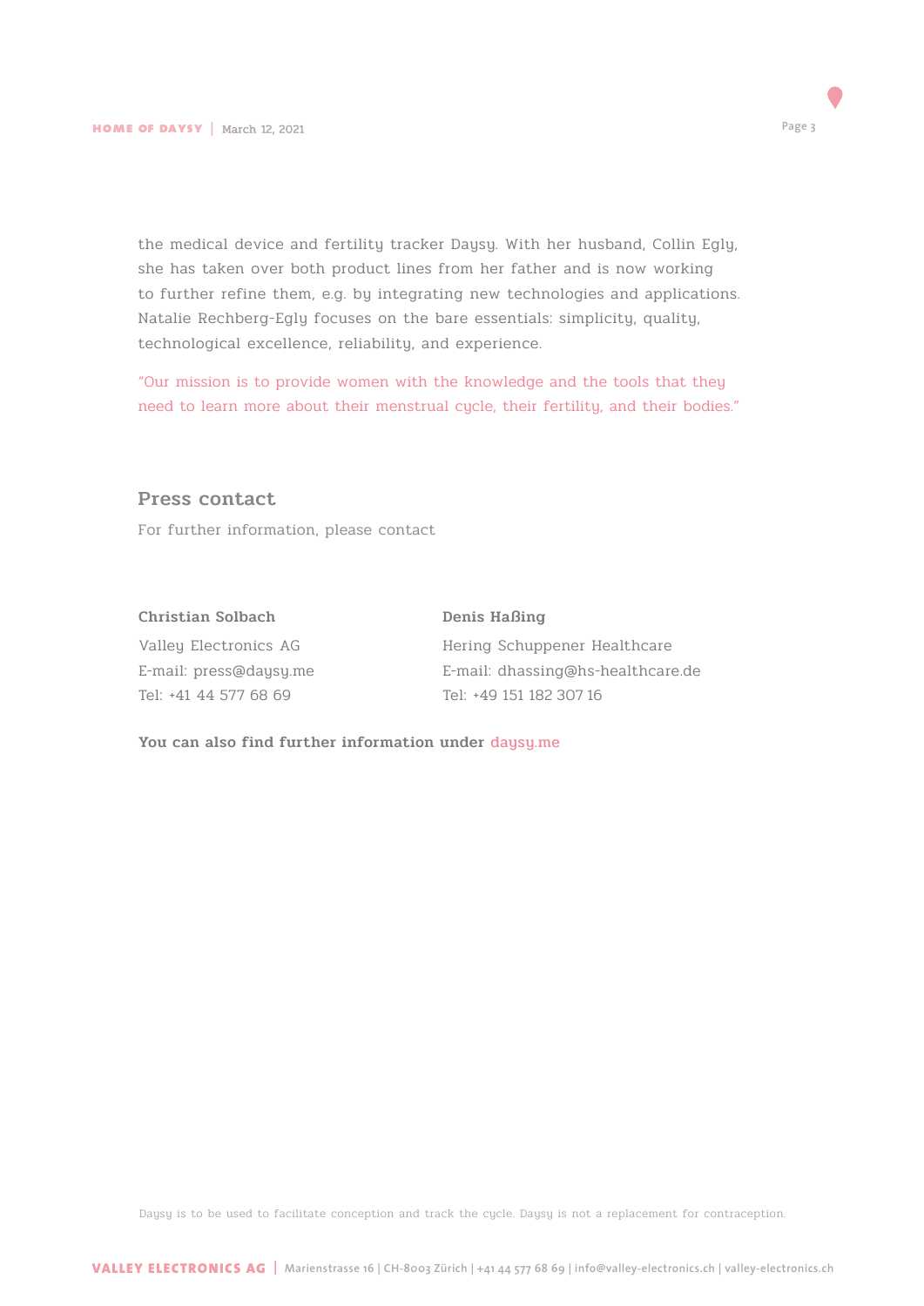the medical device and fertility tracker Daysy. With her husband, Collin Egly, she has taken over both product lines from her father and is now working to further refine them, e.g. by integrating new technologies and applications. Natalie Rechberg-Egly focuses on the bare essentials: simplicity, quality, technological excellence, reliability, and experience.

"Our mission is to provide women with the knowledge and the tools that they need to learn more about their menstrual cycle, their fertility, and their bodies."

## Press contact

For further information, please contact

**Christian Solbach**
Valley Electronics AG
E-mail: press@daysy.me
Tel: +41 44 577 68 69

**Denis Haßing**
Hering Schuppener Healthcare
E-mail: dhassing@hs-healthcare.de
Tel: +49 151 182 307 16

**You can also find further information under** daysy.me

Daysy is to be used to facilitate conception and track the cycle. Daysy is not a replacement for contraception.